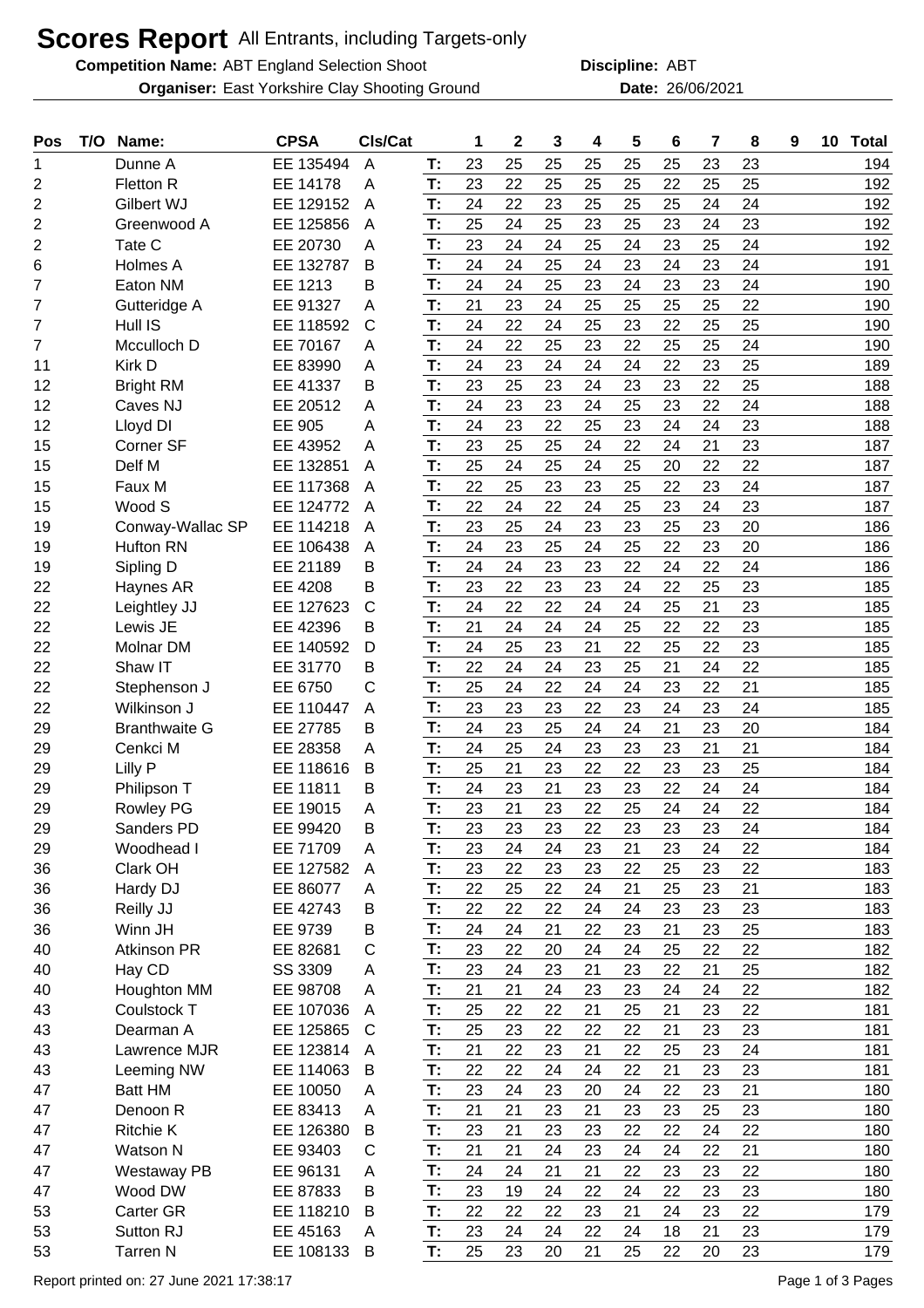# Scores Report All Entrants, including Targets-only

**Competition Name:** ABT England Selection Shoot **Discipline:** ABT

**Organiser:** East Yorkshire Clay Shooting Ground **Date:** 26/06/2021

| Pos | T/O | Name: | CPSA | Cls/Cat | | 1 | 2 | 3 | 4 | 5 | 6 | 7 | 8 | 9 | 10 | Total |
|---|---|---|---|---|---|---|---|---|---|---|---|---|---|---|---|---|
| 1 | | Dunne A | EE 135494 | A | T: | 23 | 25 | 25 | 25 | 25 | 25 | 23 | 23 | | | 194 |
| 2 | | Fletton R | EE 14178 | A | T: | 23 | 22 | 25 | 25 | 25 | 22 | 25 | 25 | | | 192 |
| 2 | | Gilbert WJ | EE 129152 | A | T: | 24 | 22 | 23 | 25 | 25 | 25 | 24 | 24 | | | 192 |
| 2 | | Greenwood A | EE 125856 | A | T: | 25 | 24 | 25 | 23 | 25 | 23 | 24 | 23 | | | 192 |
| 2 | | Tate C | EE 20730 | A | T: | 23 | 24 | 24 | 25 | 24 | 23 | 25 | 24 | | | 192 |
| 6 | | Holmes A | EE 132787 | B | T: | 24 | 24 | 25 | 24 | 23 | 24 | 23 | 24 | | | 191 |
| 7 | | Eaton NM | EE 1213 | B | T: | 24 | 24 | 25 | 23 | 24 | 23 | 23 | 24 | | | 190 |
| 7 | | Gutteridge A | EE 91327 | A | T: | 21 | 23 | 24 | 25 | 25 | 25 | 25 | 22 | | | 190 |
| 7 | | Hull IS | EE 118592 | C | T: | 24 | 22 | 24 | 25 | 23 | 22 | 25 | 25 | | | 190 |
| 7 | | Mcculloch D | EE 70167 | A | T: | 24 | 22 | 25 | 23 | 22 | 25 | 25 | 24 | | | 190 |
| 11 | | Kirk D | EE 83990 | A | T: | 24 | 23 | 24 | 24 | 24 | 22 | 23 | 25 | | | 189 |
| 12 | | Bright RM | EE 41337 | B | T: | 23 | 25 | 23 | 24 | 23 | 23 | 22 | 25 | | | 188 |
| 12 | | Caves NJ | EE 20512 | A | T: | 24 | 23 | 23 | 24 | 25 | 23 | 22 | 24 | | | 188 |
| 12 | | Lloyd DI | EE 905 | A | T: | 24 | 23 | 22 | 25 | 23 | 24 | 24 | 23 | | | 188 |
| 15 | | Corner SF | EE 43952 | A | T: | 23 | 25 | 25 | 24 | 22 | 24 | 21 | 23 | | | 187 |
| 15 | | Delf M | EE 132851 | A | T: | 25 | 24 | 25 | 24 | 25 | 20 | 22 | 22 | | | 187 |
| 15 | | Faux M | EE 117368 | A | T: | 22 | 25 | 23 | 23 | 25 | 22 | 23 | 24 | | | 187 |
| 15 | | Wood S | EE 124772 | A | T: | 22 | 24 | 22 | 24 | 25 | 23 | 24 | 23 | | | 187 |
| 19 | | Conway-Wallac SP | EE 114218 | A | T: | 23 | 25 | 24 | 23 | 23 | 25 | 23 | 20 | | | 186 |
| 19 | | Hufton RN | EE 106438 | A | T: | 24 | 23 | 25 | 24 | 25 | 22 | 23 | 20 | | | 186 |
| 19 | | Sipling D | EE 21189 | B | T: | 24 | 24 | 23 | 23 | 22 | 24 | 22 | 24 | | | 186 |
| 22 | | Haynes AR | EE 4208 | B | T: | 23 | 22 | 23 | 23 | 24 | 22 | 25 | 23 | | | 185 |
| 22 | | Leightley JJ | EE 127623 | C | T: | 24 | 22 | 22 | 24 | 24 | 25 | 21 | 23 | | | 185 |
| 22 | | Lewis JE | EE 42396 | B | T: | 21 | 24 | 24 | 24 | 25 | 22 | 22 | 23 | | | 185 |
| 22 | | Molnar DM | EE 140592 | D | T: | 24 | 25 | 23 | 21 | 22 | 25 | 22 | 23 | | | 185 |
| 22 | | Shaw IT | EE 31770 | B | T: | 22 | 24 | 24 | 23 | 25 | 21 | 24 | 22 | | | 185 |
| 22 | | Stephenson J | EE 6750 | C | T: | 25 | 24 | 22 | 24 | 24 | 23 | 22 | 21 | | | 185 |
| 22 | | Wilkinson J | EE 110447 | A | T: | 23 | 23 | 23 | 22 | 23 | 24 | 23 | 24 | | | 185 |
| 29 | | Branthwaite G | EE 27785 | B | T: | 24 | 23 | 25 | 24 | 24 | 21 | 23 | 20 | | | 184 |
| 29 | | Cenkci M | EE 28358 | A | T: | 24 | 25 | 24 | 23 | 23 | 23 | 21 | 21 | | | 184 |
| 29 | | Lilly P | EE 118616 | B | T: | 25 | 21 | 23 | 22 | 22 | 23 | 23 | 25 | | | 184 |
| 29 | | Philipson T | EE 11811 | B | T: | 24 | 23 | 21 | 23 | 23 | 22 | 24 | 24 | | | 184 |
| 29 | | Rowley PG | EE 19015 | A | T: | 23 | 21 | 23 | 22 | 25 | 24 | 24 | 22 | | | 184 |
| 29 | | Sanders PD | EE 99420 | B | T: | 23 | 23 | 23 | 22 | 23 | 23 | 23 | 24 | | | 184 |
| 29 | | Woodhead I | EE 71709 | A | T: | 23 | 24 | 24 | 23 | 21 | 23 | 24 | 22 | | | 184 |
| 36 | | Clark OH | EE 127582 | A | T: | 23 | 22 | 23 | 23 | 22 | 25 | 23 | 22 | | | 183 |
| 36 | | Hardy DJ | EE 86077 | A | T: | 22 | 25 | 22 | 24 | 21 | 25 | 23 | 21 | | | 183 |
| 36 | | Reilly JJ | EE 42743 | B | T: | 22 | 22 | 22 | 24 | 24 | 23 | 23 | 23 | | | 183 |
| 36 | | Winn JH | EE 9739 | B | T: | 24 | 24 | 21 | 22 | 23 | 21 | 23 | 25 | | | 183 |
| 40 | | Atkinson PR | EE 82681 | C | T: | 23 | 22 | 20 | 24 | 24 | 25 | 22 | 22 | | | 182 |
| 40 | | Hay CD | SS 3309 | A | T: | 23 | 24 | 23 | 21 | 23 | 22 | 21 | 25 | | | 182 |
| 40 | | Houghton MM | EE 98708 | A | T: | 21 | 21 | 24 | 23 | 23 | 24 | 24 | 22 | | | 182 |
| 43 | | Coulstock T | EE 107036 | A | T: | 25 | 22 | 22 | 21 | 25 | 21 | 23 | 22 | | | 181 |
| 43 | | Dearman A | EE 125865 | C | T: | 25 | 23 | 22 | 22 | 22 | 21 | 23 | 23 | | | 181 |
| 43 | | Lawrence MJR | EE 123814 | A | T: | 21 | 22 | 23 | 21 | 22 | 25 | 23 | 24 | | | 181 |
| 43 | | Leeming NW | EE 114063 | B | T: | 22 | 22 | 24 | 24 | 22 | 21 | 23 | 23 | | | 181 |
| 47 | | Batt HM | EE 10050 | A | T: | 23 | 24 | 23 | 20 | 24 | 22 | 23 | 21 | | | 180 |
| 47 | | Denoon R | EE 83413 | A | T: | 21 | 21 | 23 | 21 | 23 | 23 | 25 | 23 | | | 180 |
| 47 | | Ritchie K | EE 126380 | B | T: | 23 | 21 | 23 | 23 | 22 | 22 | 24 | 22 | | | 180 |
| 47 | | Watson N | EE 93403 | C | T: | 21 | 21 | 24 | 23 | 24 | 24 | 22 | 21 | | | 180 |
| 47 | | Westaway PB | EE 96131 | A | T: | 24 | 24 | 21 | 21 | 22 | 23 | 23 | 22 | | | 180 |
| 47 | | Wood DW | EE 87833 | B | T: | 23 | 19 | 24 | 22 | 24 | 22 | 23 | 23 | | | 180 |
| 53 | | Carter GR | EE 118210 | B | T: | 22 | 22 | 22 | 23 | 21 | 24 | 23 | 22 | | | 179 |
| 53 | | Sutton RJ | EE 45163 | A | T: | 23 | 24 | 24 | 22 | 24 | 18 | 21 | 23 | | | 179 |
| 53 | | Tarren N | EE 108133 | B | T: | 25 | 23 | 20 | 21 | 25 | 22 | 20 | 23 | | | 179 |

Report printed on: 27 June 2021 17:38:17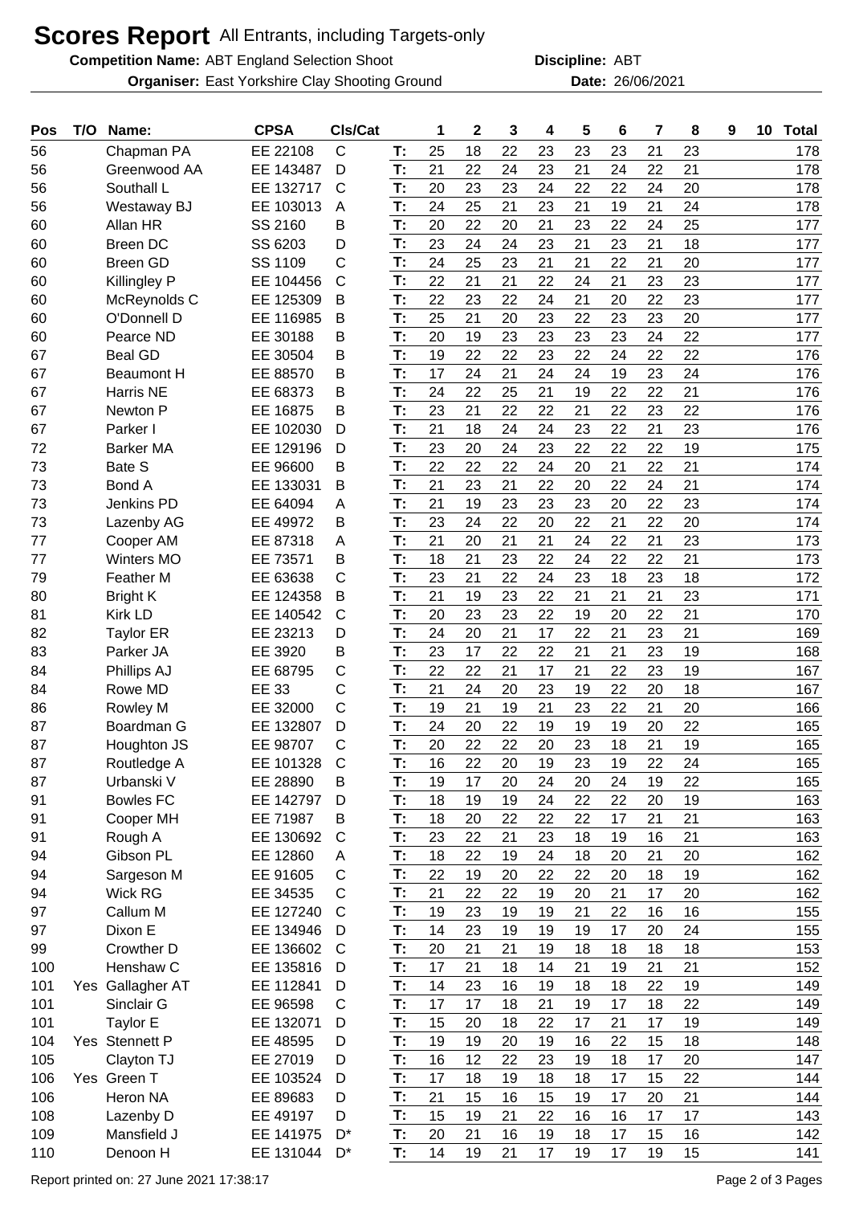# Scores Report All Entrants, including Targets-only

**Competition Name:** ABT England Selection Shoot **Discipline:** ABT

**Organiser:** East Yorkshire Clay Shooting Ground **Date:** 26/06/2021

| Pos | T/O | Name: | CPSA | Cls/Cat | | 1 | 2 | 3 | 4 | 5 | 6 | 7 | 8 | 9 | 10 | Total |
|---|---|---|---|---|---|---|---|---|---|---|---|---|---|---|---|---|
| 56 | | Chapman PA | EE 22108 | C | T: | 25 | 18 | 22 | 23 | 23 | 23 | 21 | 23 | | | 178 |
| 56 | | Greenwood AA | EE 143487 | D | T: | 21 | 22 | 24 | 23 | 21 | 24 | 22 | 21 | | | 178 |
| 56 | | Southall L | EE 132717 | C | T: | 20 | 23 | 23 | 24 | 22 | 22 | 24 | 20 | | | 178 |
| 56 | | Westaway BJ | EE 103013 | A | T: | 24 | 25 | 21 | 23 | 21 | 19 | 21 | 24 | | | 178 |
| 60 | | Allan HR | SS 2160 | B | T: | 20 | 22 | 20 | 21 | 23 | 22 | 24 | 25 | | | 177 |
| 60 | | Breen DC | SS 6203 | D | T: | 23 | 24 | 24 | 23 | 21 | 23 | 21 | 18 | | | 177 |
| 60 | | Breen GD | SS 1109 | C | T: | 24 | 25 | 23 | 21 | 21 | 22 | 21 | 20 | | | 177 |
| 60 | | Killingley P | EE 104456 | C | T: | 22 | 21 | 21 | 22 | 24 | 21 | 23 | 23 | | | 177 |
| 60 | | McReynolds C | EE 125309 | B | T: | 22 | 23 | 22 | 24 | 21 | 20 | 22 | 23 | | | 177 |
| 60 | | O'Donnell D | EE 116985 | B | T: | 25 | 21 | 20 | 23 | 22 | 23 | 23 | 20 | | | 177 |
| 60 | | Pearce ND | EE 30188 | B | T: | 20 | 19 | 23 | 23 | 23 | 23 | 24 | 22 | | | 177 |
| 67 | | Beal GD | EE 30504 | B | T: | 19 | 22 | 22 | 23 | 22 | 24 | 22 | 22 | | | 176 |
| 67 | | Beaumont H | EE 88570 | B | T: | 17 | 24 | 21 | 24 | 24 | 19 | 23 | 24 | | | 176 |
| 67 | | Harris NE | EE 68373 | B | T: | 24 | 22 | 25 | 21 | 19 | 22 | 22 | 21 | | | 176 |
| 67 | | Newton P | EE 16875 | B | T: | 23 | 21 | 22 | 22 | 21 | 22 | 23 | 22 | | | 176 |
| 67 | | Parker I | EE 102030 | D | T: | 21 | 18 | 24 | 24 | 23 | 22 | 21 | 23 | | | 176 |
| 72 | | Barker MA | EE 129196 | D | T: | 23 | 20 | 24 | 23 | 22 | 22 | 22 | 19 | | | 175 |
| 73 | | Bate S | EE 96600 | B | T: | 22 | 22 | 22 | 24 | 20 | 21 | 22 | 21 | | | 174 |
| 73 | | Bond A | EE 133031 | B | T: | 21 | 23 | 21 | 22 | 20 | 22 | 24 | 21 | | | 174 |
| 73 | | Jenkins PD | EE 64094 | A | T: | 21 | 19 | 23 | 23 | 23 | 20 | 22 | 23 | | | 174 |
| 73 | | Lazenby AG | EE 49972 | B | T: | 23 | 24 | 22 | 20 | 22 | 21 | 22 | 20 | | | 174 |
| 77 | | Cooper AM | EE 87318 | A | T: | 21 | 20 | 21 | 21 | 24 | 22 | 21 | 23 | | | 173 |
| 77 | | Winters MO | EE 73571 | B | T: | 18 | 21 | 23 | 22 | 24 | 22 | 22 | 21 | | | 173 |
| 79 | | Feather M | EE 63638 | C | T: | 23 | 21 | 22 | 24 | 23 | 18 | 23 | 18 | | | 172 |
| 80 | | Bright K | EE 124358 | B | T: | 21 | 19 | 23 | 22 | 21 | 21 | 21 | 23 | | | 171 |
| 81 | | Kirk LD | EE 140542 | C | T: | 20 | 23 | 23 | 22 | 19 | 20 | 22 | 21 | | | 170 |
| 82 | | Taylor ER | EE 23213 | D | T: | 24 | 20 | 21 | 17 | 22 | 21 | 23 | 21 | | | 169 |
| 83 | | Parker JA | EE 3920 | B | T: | 23 | 17 | 22 | 22 | 21 | 21 | 23 | 19 | | | 168 |
| 84 | | Phillips AJ | EE 68795 | C | T: | 22 | 22 | 21 | 17 | 21 | 22 | 23 | 19 | | | 167 |
| 84 | | Rowe MD | EE 33 | C | T: | 21 | 24 | 20 | 23 | 19 | 22 | 20 | 18 | | | 167 |
| 86 | | Rowley M | EE 32000 | C | T: | 19 | 21 | 19 | 21 | 23 | 22 | 21 | 20 | | | 166 |
| 87 | | Boardman G | EE 132807 | D | T: | 24 | 20 | 22 | 19 | 19 | 19 | 20 | 22 | | | 165 |
| 87 | | Houghton JS | EE 98707 | C | T: | 20 | 22 | 22 | 20 | 23 | 18 | 21 | 19 | | | 165 |
| 87 | | Routledge A | EE 101328 | C | T: | 16 | 22 | 20 | 19 | 23 | 19 | 22 | 24 | | | 165 |
| 87 | | Urbanski V | EE 28890 | B | T: | 19 | 17 | 20 | 24 | 20 | 24 | 19 | 22 | | | 165 |
| 91 | | Bowles FC | EE 142797 | D | T: | 18 | 19 | 19 | 24 | 22 | 22 | 20 | 19 | | | 163 |
| 91 | | Cooper MH | EE 71987 | B | T: | 18 | 20 | 22 | 22 | 22 | 17 | 21 | 21 | | | 163 |
| 91 | | Rough A | EE 130692 | C | T: | 23 | 22 | 21 | 23 | 18 | 19 | 16 | 21 | | | 163 |
| 94 | | Gibson PL | EE 12860 | A | T: | 18 | 22 | 19 | 24 | 18 | 20 | 21 | 20 | | | 162 |
| 94 | | Sargeson M | EE 91605 | C | T: | 22 | 19 | 20 | 22 | 22 | 20 | 18 | 19 | | | 162 |
| 94 | | Wick RG | EE 34535 | C | T: | 21 | 22 | 22 | 19 | 20 | 21 | 17 | 20 | | | 162 |
| 97 | | Callum M | EE 127240 | C | T: | 19 | 23 | 19 | 19 | 21 | 22 | 16 | 16 | | | 155 |
| 97 | | Dixon E | EE 134946 | D | T: | 14 | 23 | 19 | 19 | 19 | 17 | 20 | 24 | | | 155 |
| 99 | | Crowther D | EE 136602 | C | T: | 20 | 21 | 21 | 19 | 18 | 18 | 18 | 18 | | | 153 |
| 100 | | Henshaw C | EE 135816 | D | T: | 17 | 21 | 18 | 14 | 21 | 19 | 21 | 21 | | | 152 |
| 101 | Yes | Gallagher AT | EE 112841 | D | T: | 14 | 23 | 16 | 19 | 18 | 18 | 22 | 19 | | | 149 |
| 101 | | Sinclair G | EE 96598 | C | T: | 17 | 17 | 18 | 21 | 19 | 17 | 18 | 22 | | | 149 |
| 101 | | Taylor E | EE 132071 | D | T: | 15 | 20 | 18 | 22 | 17 | 21 | 17 | 19 | | | 149 |
| 104 | Yes | Stennett P | EE 48595 | D | T: | 19 | 19 | 20 | 19 | 16 | 22 | 15 | 18 | | | 148 |
| 105 | | Clayton TJ | EE 27019 | D | T: | 16 | 12 | 22 | 23 | 19 | 18 | 17 | 20 | | | 147 |
| 106 | Yes | Green T | EE 103524 | D | T: | 17 | 18 | 19 | 18 | 18 | 17 | 15 | 22 | | | 144 |
| 106 | | Heron NA | EE 89683 | D | T: | 21 | 15 | 16 | 15 | 19 | 17 | 20 | 21 | | | 144 |
| 108 | | Lazenby D | EE 49197 | D | T: | 15 | 19 | 21 | 22 | 16 | 16 | 17 | 17 | | | 143 |
| 109 | | Mansfield J | EE 141975 | D* | T: | 20 | 21 | 16 | 19 | 18 | 17 | 15 | 16 | | | 142 |
| 110 | | Denoon H | EE 131044 | D* | T: | 14 | 19 | 21 | 17 | 19 | 17 | 19 | 15 | | | 141 |

Report printed on: 27 June 2021 17:38:17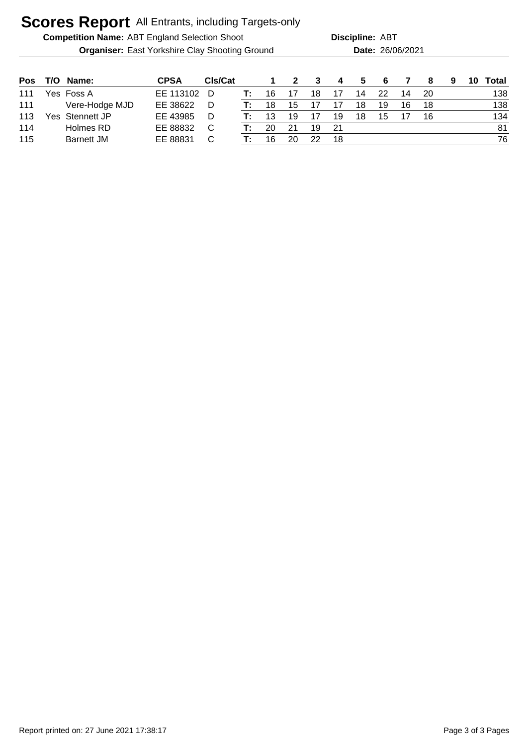# Scores Report All Entrants, including Targets-only

**Competition Name:** ABT England Selection Shoot **Discipline:** ABT

**Organiser:** East Yorkshire Clay Shooting Ground **Date:** 26/06/2021

| Pos | T/O | Name: | CPSA | Cls/Cat | | 1 | 2 | 3 | 4 | 5 | 6 | 7 | 8 | 9 | 10 | Total |
|---|---|---|---|---|---|---|---|---|---|---|---|---|---|---|---|---|
| 111 | Yes | Foss A | EE 113102 | D | T: | 16 | 17 | 18 | 17 | 14 | 22 | 14 | 20 | | | 138 |
| 111 | | Vere-Hodge MJD | EE 38622 | D | T: | 18 | 15 | 17 | 17 | 18 | 19 | 16 | 18 | | | 138 |
| 113 | Yes | Stennett JP | EE 43985 | D | T: | 13 | 19 | 17 | 19 | 18 | 15 | 17 | 16 | | | 134 |
| 114 | | Holmes RD | EE 88832 | C | T: | 20 | 21 | 19 | 21 | | | | | | | 81 |
| 115 | | Barnett JM | EE 88831 | C | T: | 16 | 20 | 22 | 18 | | | | | | | 76 |

Report printed on: 27 June 2021 17:38:17